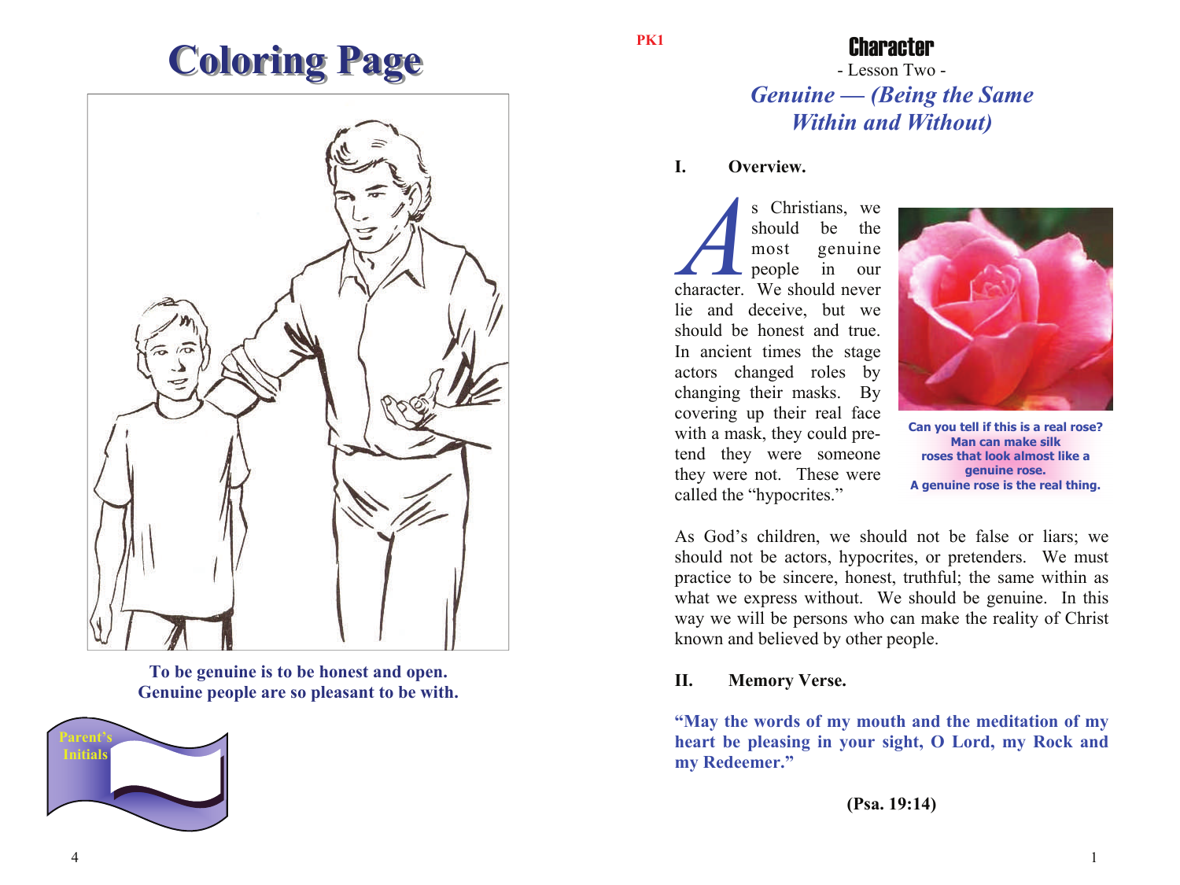# Coloring Page

**To be genuine is to be honest and open.**
**Genuine people are so pleasant to be with.**

Parent's Initials

PK1

# Character

- Lesson Two -

## *Genuine — (Being the Same Within and Without)*

**I. Overview.**

As Christians, we should be the most genuine people in our character. We should never lie and deceive, but we should be honest and true. In ancient times the stage actors changed roles by changing their masks. By covering up their real face with a mask, they could pretend they were someone they were not. These were called the "hypocrites."

**Can you tell if this is a real rose? Man can make silk roses that look almost like a genuine rose. A genuine rose is the real thing.**

As God's children, we should not be false or liars; we should not be actors, hypocrites, or pretenders. We must practice to be sincere, honest, truthful; the same within as what we express without. We should be genuine. In this way we will be persons who can make the reality of Christ known and believed by other people.

**II. Memory Verse.**

**"May the words of my mouth and the meditation of my heart be pleasing in your sight, O Lord, my Rock and my Redeemer."**

**(Psa. 19:14)**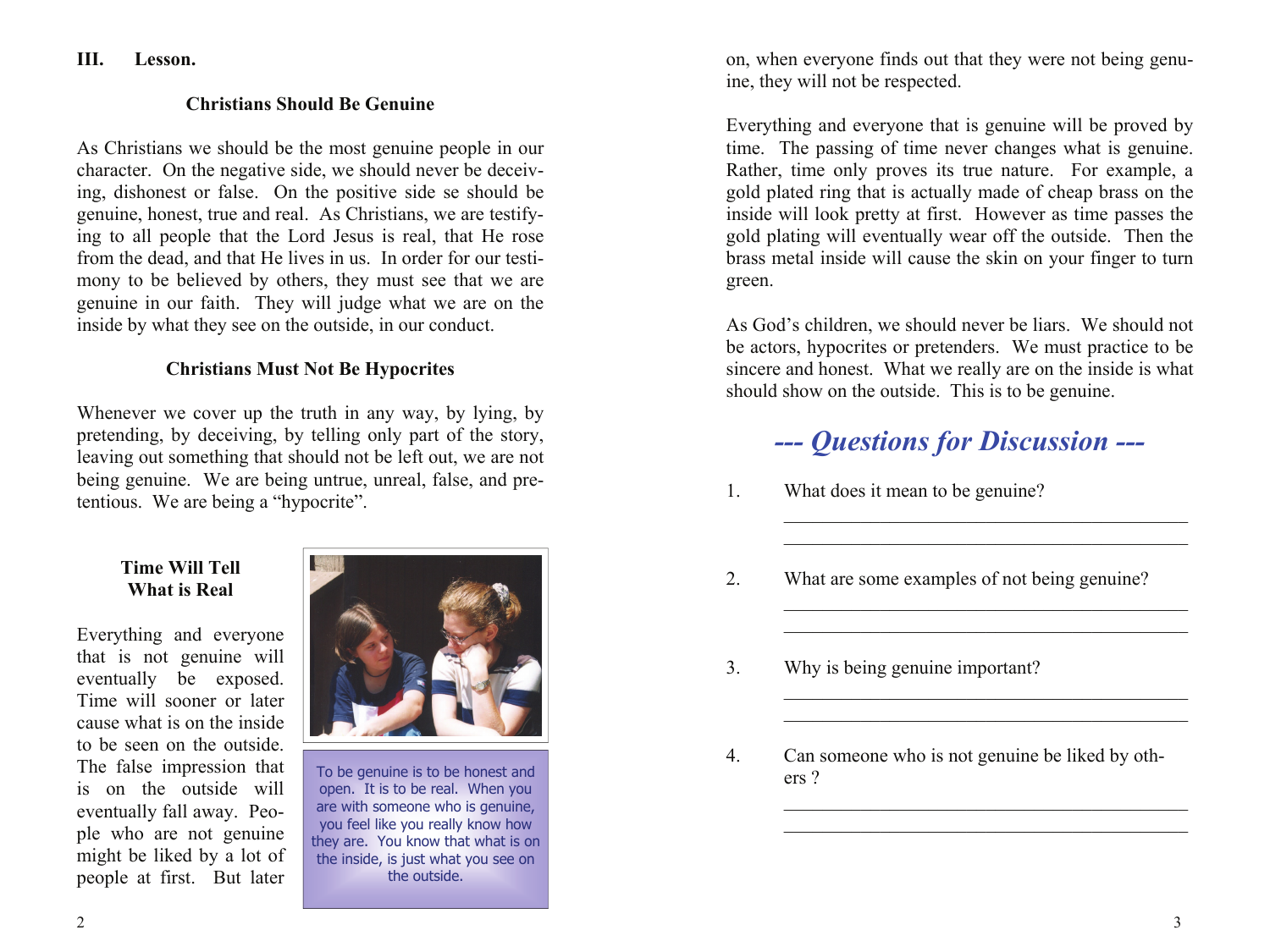**III. Lesson.**

### Christians Should Be Genuine

As Christians we should be the most genuine people in our character. On the negative side, we should never be deceiving, dishonest or false. On the positive side se should be genuine, honest, true and real. As Christians, we are testifying to all people that the Lord Jesus is real, that He rose from the dead, and that He lives in us. In order for our testimony to be believed by others, they must see that we are genuine in our faith. They will judge what we are on the inside by what they see on the outside, in our conduct.

### Christians Must Not Be Hypocrites

Whenever we cover up the truth in any way, by lying, by pretending, by deceiving, by telling only part of the story, leaving out something that should not be left out, we are not being genuine. We are being untrue, unreal, false, and pretentious. We are being a "hypocrite".

### Time Will Tell What is Real

Everything and everyone that is not genuine will eventually be exposed. Time will sooner or later cause what is on the inside to be seen on the outside. The false impression that is on the outside will eventually fall away. People who are not genuine might be liked by a lot of people at first. But later on, when everyone finds out that they were not being genuine, they will not be respected.

To be genuine is to be honest and open. It is to be real. When you are with someone who is genuine, you feel like you really know how they are. You know that what is on the inside, is just what you see on the outside.

Everything and everyone that is genuine will be proved by time. The passing of time never changes what is genuine. Rather, time only proves its true nature. For example, a gold plated ring that is actually made of cheap brass on the inside will look pretty at first. However as time passes the gold plating will eventually wear off the outside. Then the brass metal inside will cause the skin on your finger to turn green.

As God's children, we should never be liars. We should not be actors, hypocrites or pretenders. We must practice to be sincere and honest. What we really are on the inside is what should show on the outside. This is to be genuine.

## *--- Questions for Discussion ---*

1. What does it mean to be genuine?

   \_\_\_\_\_\_\_\_\_\_\_\_\_\_\_\_\_\_\_\_\_\_\_\_\_\_\_\_\_\_\_\_\_\_\_\_\_\_\_\_\_\_\_\_

   \_\_\_\_\_\_\_\_\_\_\_\_\_\_\_\_\_\_\_\_\_\_\_\_\_\_\_\_\_\_\_\_\_\_\_\_\_\_\_\_\_\_\_\_

2. What are some examples of not being genuine?

   \_\_\_\_\_\_\_\_\_\_\_\_\_\_\_\_\_\_\_\_\_\_\_\_\_\_\_\_\_\_\_\_\_\_\_\_\_\_\_\_\_\_\_\_

   \_\_\_\_\_\_\_\_\_\_\_\_\_\_\_\_\_\_\_\_\_\_\_\_\_\_\_\_\_\_\_\_\_\_\_\_\_\_\_\_\_\_\_\_

3. Why is being genuine important?

   \_\_\_\_\_\_\_\_\_\_\_\_\_\_\_\_\_\_\_\_\_\_\_\_\_\_\_\_\_\_\_\_\_\_\_\_\_\_\_\_\_\_\_\_

   \_\_\_\_\_\_\_\_\_\_\_\_\_\_\_\_\_\_\_\_\_\_\_\_\_\_\_\_\_\_\_\_\_\_\_\_\_\_\_\_\_\_\_\_

4. Can someone who is not genuine be liked by others ?

   \_\_\_\_\_\_\_\_\_\_\_\_\_\_\_\_\_\_\_\_\_\_\_\_\_\_\_\_\_\_\_\_\_\_\_\_\_\_\_\_\_\_\_\_

   \_\_\_\_\_\_\_\_\_\_\_\_\_\_\_\_\_\_\_\_\_\_\_\_\_\_\_\_\_\_\_\_\_\_\_\_\_\_\_\_\_\_\_\_